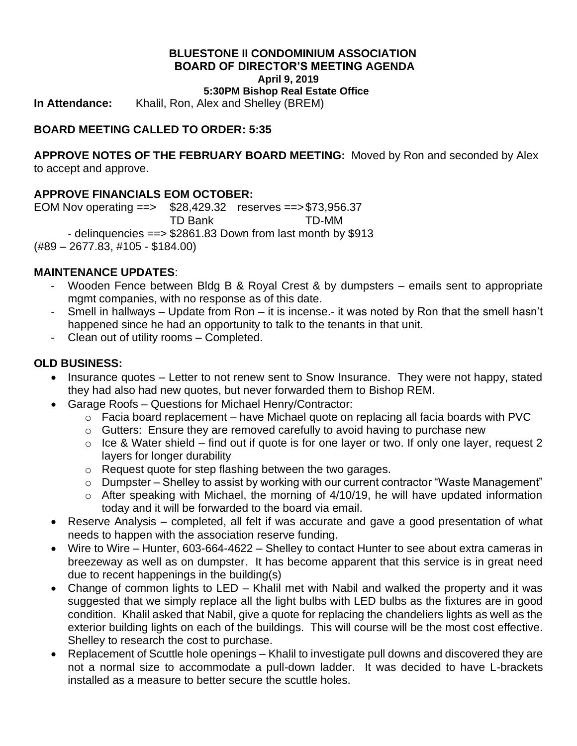**BLUESTONE II CONDOMINIUM ASSOCIATION**
**BOARD OF DIRECTOR'S MEETING AGENDA**
**April 9, 2019**
**5:30PM Bishop Real Estate Office**

**In Attendance:** Khalil, Ron, Alex and Shelley (BREM)

**BOARD MEETING CALLED TO ORDER: 5:35**

**APPROVE NOTES OF THE FEBRUARY BOARD MEETING:** Moved by Ron and seconded by Alex to accept and approve.

**APPROVE FINANCIALS EOM OCTOBER:**

EOM Nov operating ==> $28,429.32 reserves ==> $73,956.37
TD Bank TD-MM

- delinquencies ==> $2861.83 Down from last month by $913

(#89 – 2677.83, #105 - $184.00)

**MAINTENANCE UPDATES**:

- Wooden Fence between Bldg B & Royal Crest & by dumpsters – emails sent to appropriate mgmt companies, with no response as of this date.
- Smell in hallways – Update from Ron – it is incense.- it was noted by Ron that the smell hasn't happened since he had an opportunity to talk to the tenants in that unit.
- Clean out of utility rooms – Completed.

**OLD BUSINESS:**

- Insurance quotes – Letter to not renew sent to Snow Insurance. They were not happy, stated they had also had new quotes, but never forwarded them to Bishop REM.
- Garage Roofs – Questions for Michael Henry/Contractor:
  - Facia board replacement – have Michael quote on replacing all facia boards with PVC
  - Gutters: Ensure they are removed carefully to avoid having to purchase new
  - Ice & Water shield – find out if quote is for one layer or two. If only one layer, request 2 layers for longer durability
  - Request quote for step flashing between the two garages.
  - Dumpster – Shelley to assist by working with our current contractor "Waste Management"
  - After speaking with Michael, the morning of 4/10/19, he will have updated information today and it will be forwarded to the board via email.
- Reserve Analysis – completed, all felt if was accurate and gave a good presentation of what needs to happen with the association reserve funding.
- Wire to Wire – Hunter, 603-664-4622 – Shelley to contact Hunter to see about extra cameras in breezeway as well as on dumpster. It has become apparent that this service is in great need due to recent happenings in the building(s)
- Change of common lights to LED – Khalil met with Nabil and walked the property and it was suggested that we simply replace all the light bulbs with LED bulbs as the fixtures are in good condition. Khalil asked that Nabil, give a quote for replacing the chandeliers lights as well as the exterior building lights on each of the buildings. This will course will be the most cost effective. Shelley to research the cost to purchase.
- Replacement of Scuttle hole openings – Khalil to investigate pull downs and discovered they are not a normal size to accommodate a pull-down ladder. It was decided to have L-brackets installed as a measure to better secure the scuttle holes.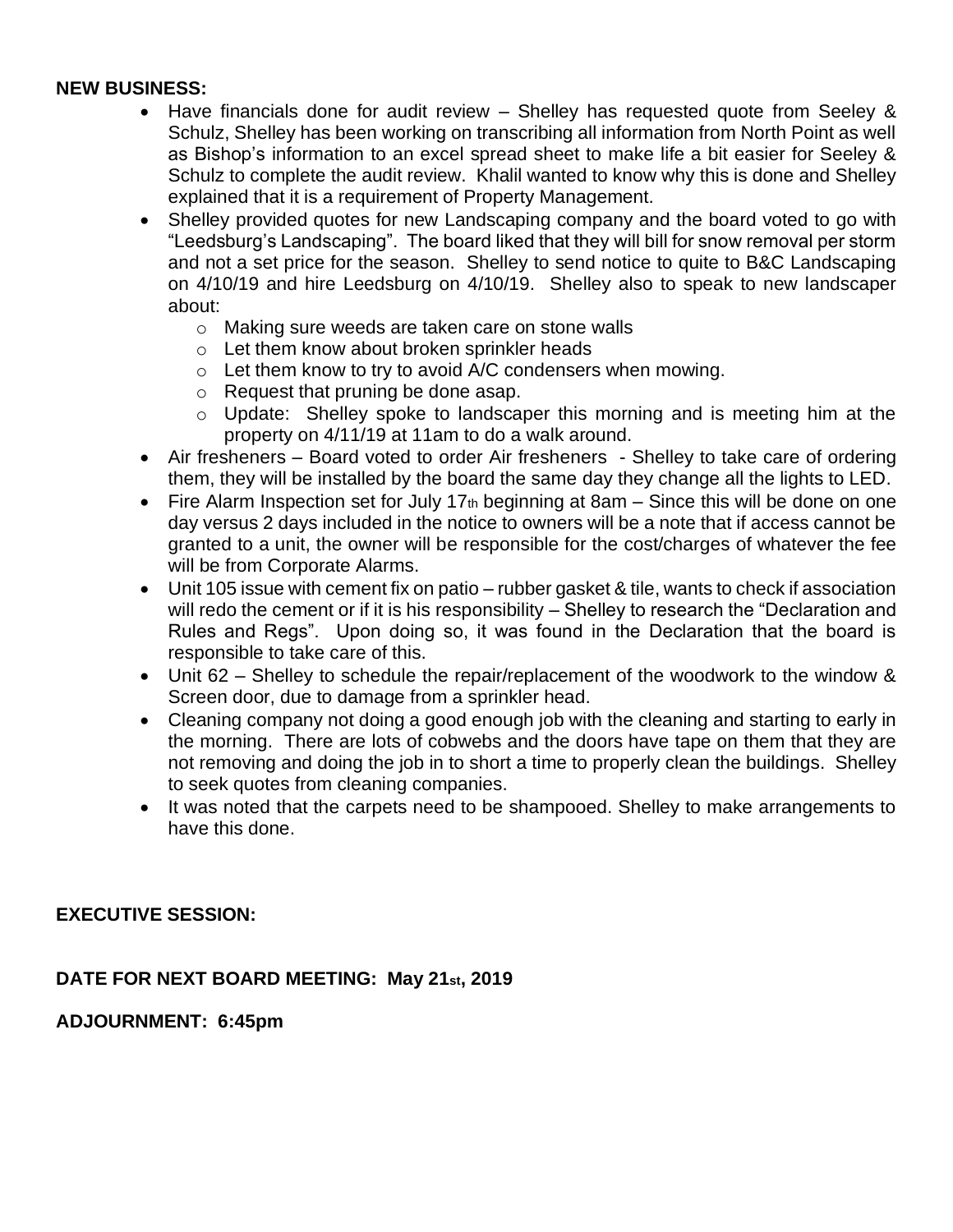**NEW BUSINESS:**

- Have financials done for audit review – Shelley has requested quote from Seeley & Schulz, Shelley has been working on transcribing all information from North Point as well as Bishop's information to an excel spread sheet to make life a bit easier for Seeley & Schulz to complete the audit review. Khalil wanted to know why this is done and Shelley explained that it is a requirement of Property Management.
- Shelley provided quotes for new Landscaping company and the board voted to go with "Leedsburg's Landscaping". The board liked that they will bill for snow removal per storm and not a set price for the season. Shelley to send notice to quite to B&C Landscaping on 4/10/19 and hire Leedsburg on 4/10/19. Shelley also to speak to new landscaper about:
  - Making sure weeds are taken care on stone walls
  - Let them know about broken sprinkler heads
  - Let them know to try to avoid A/C condensers when mowing.
  - Request that pruning be done asap.
  - Update: Shelley spoke to landscaper this morning and is meeting him at the property on 4/11/19 at 11am to do a walk around.
- Air fresheners – Board voted to order Air fresheners - Shelley to take care of ordering them, they will be installed by the board the same day they change all the lights to LED.
- Fire Alarm Inspection set for July 17th beginning at 8am – Since this will be done on one day versus 2 days included in the notice to owners will be a note that if access cannot be granted to a unit, the owner will be responsible for the cost/charges of whatever the fee will be from Corporate Alarms.
- Unit 105 issue with cement fix on patio – rubber gasket & tile, wants to check if association will redo the cement or if it is his responsibility – Shelley to research the "Declaration and Rules and Regs". Upon doing so, it was found in the Declaration that the board is responsible to take care of this.
- Unit 62 – Shelley to schedule the repair/replacement of the woodwork to the window & Screen door, due to damage from a sprinkler head.
- Cleaning company not doing a good enough job with the cleaning and starting to early in the morning. There are lots of cobwebs and the doors have tape on them that they are not removing and doing the job in to short a time to properly clean the buildings. Shelley to seek quotes from cleaning companies.
- It was noted that the carpets need to be shampooed. Shelley to make arrangements to have this done.

**EXECUTIVE SESSION:**

**DATE FOR NEXT BOARD MEETING: May 21st, 2019**

**ADJOURNMENT: 6:45pm**